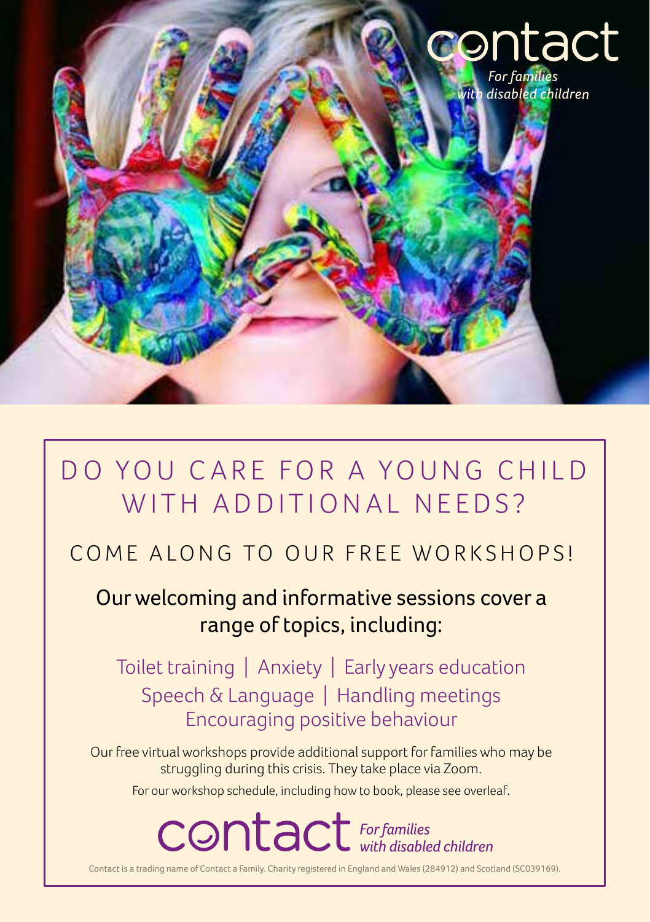contact

*For families with disabled children*

# DO YOU CARE FOR A YOUNG CHILD WITH ADDITIONAL NEEDS?

## COME ALONG TO OUR FREE WORKSHOPS!

Our welcoming and informative sessions cover a range of topics, including:

Toilet training | Anxiety | Early years education
Speech & Language | Handling meetings
Encouraging positive behaviour

Our free virtual workshops provide additional support for families who may be struggling during this crisis. They take place via Zoom.

For our workshop schedule, including how to book, please see overleaf.

contact *For families with disabled children*

Contact is a trading name of Contact a Family. Charity registered in England and Wales (284912) and Scotland (SC039169).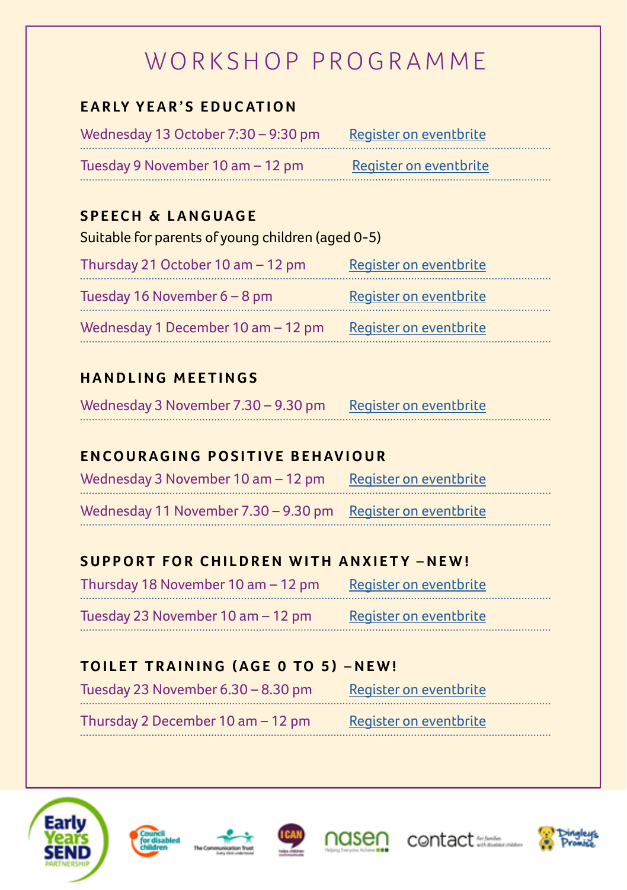# WORKSHOP PROGRAMME

## EARLY YEAR'S EDUCATION

Wednesday 13 October 7:30 – 9:30 pm — Register on eventbrite

Tuesday 9 November 10 am – 12 pm — Register on eventbrite

## SPEECH & LANGUAGE

Suitable for parents of young children (aged 0-5)

Thursday 21 October 10 am – 12 pm — Register on eventbrite

Tuesday 16 November 6 – 8 pm — Register on eventbrite

Wednesday 1 December 10 am – 12 pm — Register on eventbrite

## HANDLING MEETINGS

Wednesday 3 November 7.30 – 9.30 pm — Register on eventbrite

## ENCOURAGING POSITIVE BEHAVIOUR

Wednesday 3 November 10 am – 12 pm — Register on eventbrite

Wednesday 11 November 7.30 – 9.30 pm — Register on eventbrite

## SUPPORT FOR CHILDREN WITH ANXIETY –NEW!

Thursday 18 November 10 am – 12 pm — Register on eventbrite

Tuesday 23 November 10 am – 12 pm — Register on eventbrite

## TOILET TRAINING (AGE 0 TO 5) –NEW!

Tuesday 23 November 6.30 – 8.30 pm — Register on eventbrite

Thursday 2 December 10 am – 12 pm — Register on eventbrite

Early Years SEND Partnership · Council for disabled children · The Communication Trust · I CAN · nasen · contact · Dingley's Promise